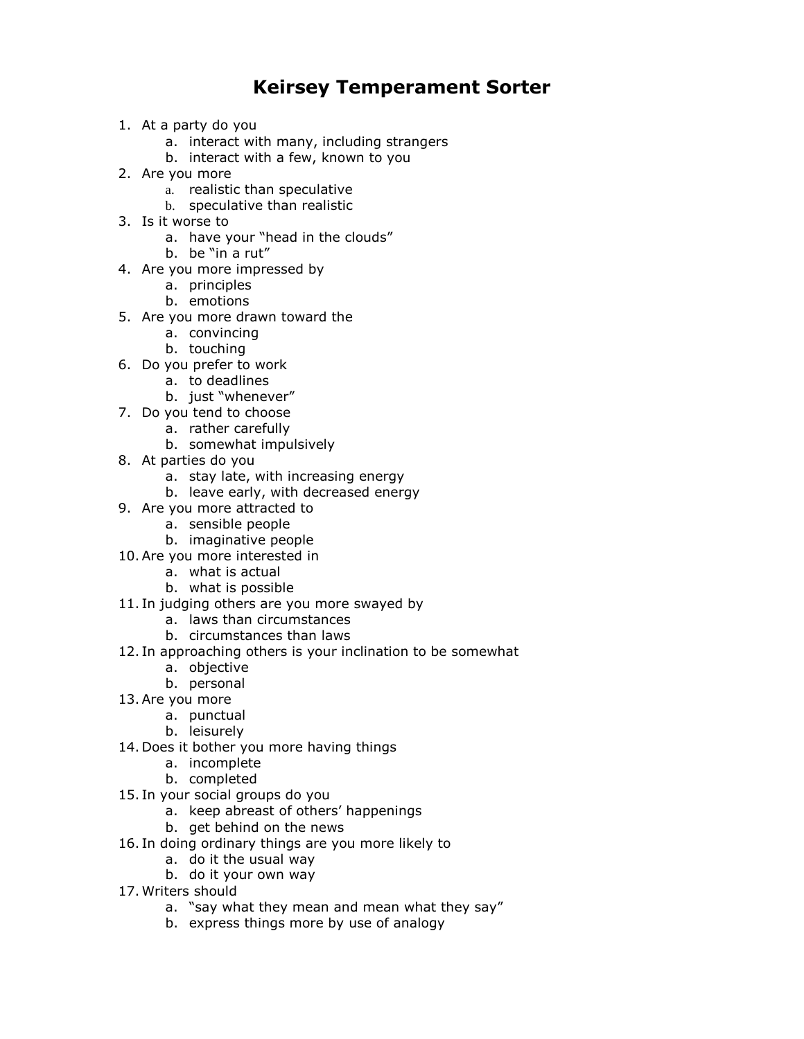# Keirsey Temperament Sorter

1. At a party do you
    a. interact with many, including strangers
    b. interact with a few, known to you
2. Are you more
    a. realistic than speculative
    b. speculative than realistic
3. Is it worse to
    a. have your "head in the clouds"
    b. be "in a rut"
4. Are you more impressed by
    a. principles
    b. emotions
5. Are you more drawn toward the
    a. convincing
    b. touching
6. Do you prefer to work
    a. to deadlines
    b. just "whenever"
7. Do you tend to choose
    a. rather carefully
    b. somewhat impulsively
8. At parties do you
    a. stay late, with increasing energy
    b. leave early, with decreased energy
9. Are you more attracted to
    a. sensible people
    b. imaginative people
10. Are you more interested in
    a. what is actual
    b. what is possible
11. In judging others are you more swayed by
    a. laws than circumstances
    b. circumstances than laws
12. In approaching others is your inclination to be somewhat
    a. objective
    b. personal
13. Are you more
    a. punctual
    b. leisurely
14. Does it bother you more having things
    a. incomplete
    b. completed
15. In your social groups do you
    a. keep abreast of others' happenings
    b. get behind on the news
16. In doing ordinary things are you more likely to
    a. do it the usual way
    b. do it your own way
17. Writers should
    a. "say what they mean and mean what they say"
    b. express things more by use of analogy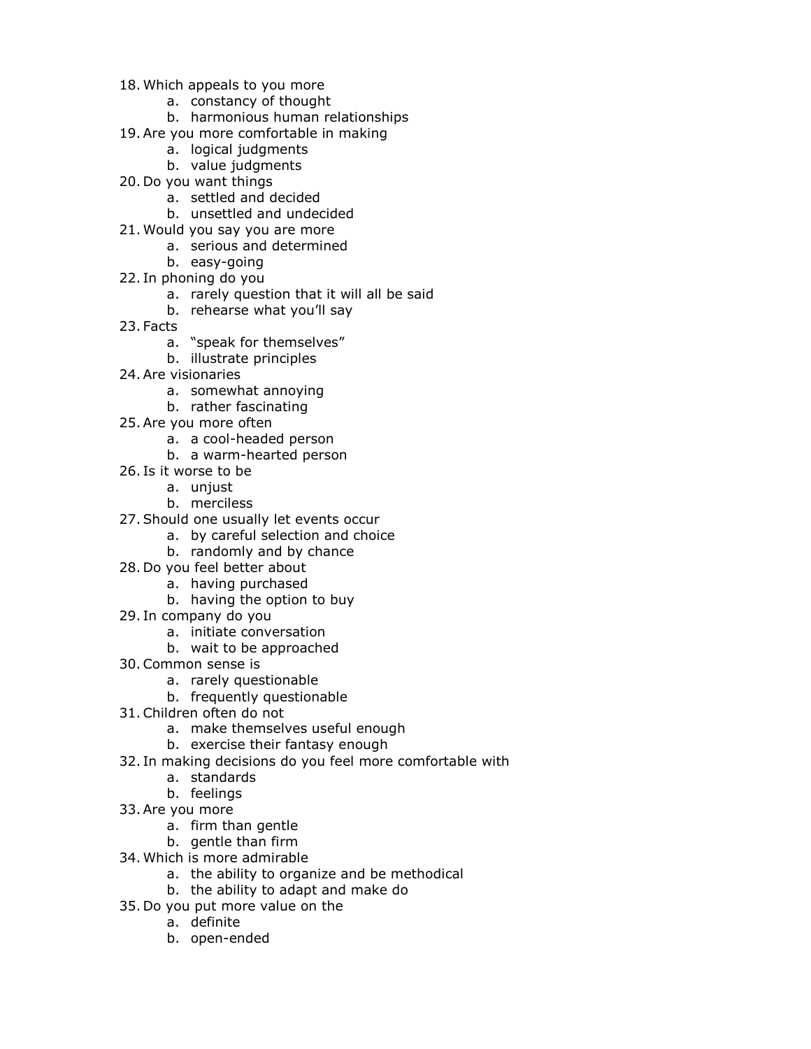18. Which appeals to you more
    a. constancy of thought
    b. harmonious human relationships
19. Are you more comfortable in making
    a. logical judgments
    b. value judgments
20. Do you want things
    a. settled and decided
    b. unsettled and undecided
21. Would you say you are more
    a. serious and determined
    b. easy-going
22. In phoning do you
    a. rarely question that it will all be said
    b. rehearse what you'll say
23. Facts
    a. "speak for themselves"
    b. illustrate principles
24. Are visionaries
    a. somewhat annoying
    b. rather fascinating
25. Are you more often
    a. a cool-headed person
    b. a warm-hearted person
26. Is it worse to be
    a. unjust
    b. merciless
27. Should one usually let events occur
    a. by careful selection and choice
    b. randomly and by chance
28. Do you feel better about
    a. having purchased
    b. having the option to buy
29. In company do you
    a. initiate conversation
    b. wait to be approached
30. Common sense is
    a. rarely questionable
    b. frequently questionable
31. Children often do not
    a. make themselves useful enough
    b. exercise their fantasy enough
32. In making decisions do you feel more comfortable with
    a. standards
    b. feelings
33. Are you more
    a. firm than gentle
    b. gentle than firm
34. Which is more admirable
    a. the ability to organize and be methodical
    b. the ability to adapt and make do
35. Do you put more value on the
    a. definite
    b. open-ended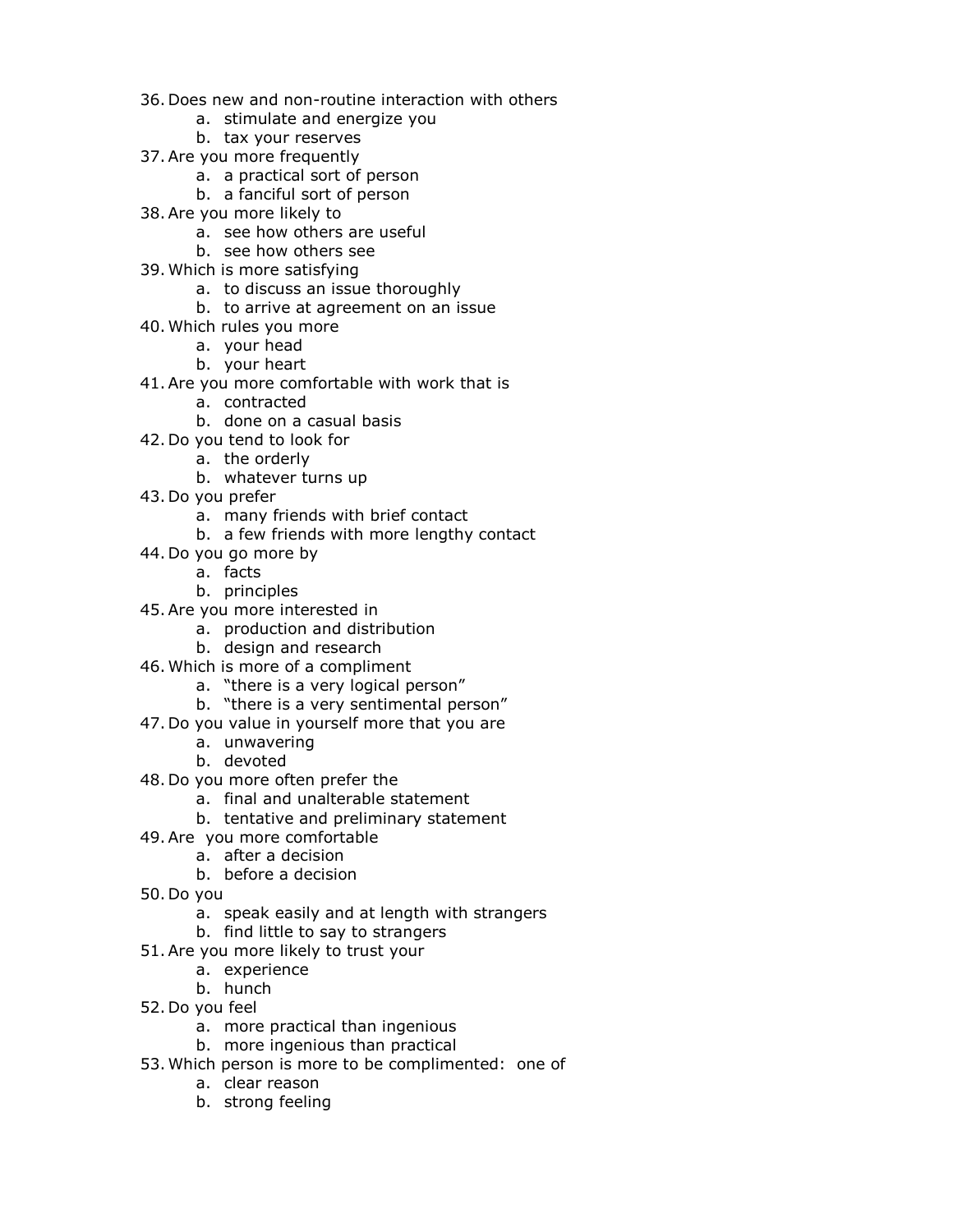36. Does new and non-routine interaction with others
    a. stimulate and energize you
    b. tax your reserves
37. Are you more frequently
    a. a practical sort of person
    b. a fanciful sort of person
38. Are you more likely to
    a. see how others are useful
    b. see how others see
39. Which is more satisfying
    a. to discuss an issue thoroughly
    b. to arrive at agreement on an issue
40. Which rules you more
    a. your head
    b. your heart
41. Are you more comfortable with work that is
    a. contracted
    b. done on a casual basis
42. Do you tend to look for
    a. the orderly
    b. whatever turns up
43. Do you prefer
    a. many friends with brief contact
    b. a few friends with more lengthy contact
44. Do you go more by
    a. facts
    b. principles
45. Are you more interested in
    a. production and distribution
    b. design and research
46. Which is more of a compliment
    a. "there is a very logical person"
    b. "there is a very sentimental person"
47. Do you value in yourself more that you are
    a. unwavering
    b. devoted
48. Do you more often prefer the
    a. final and unalterable statement
    b. tentative and preliminary statement
49. Are you more comfortable
    a. after a decision
    b. before a decision
50. Do you
    a. speak easily and at length with strangers
    b. find little to say to strangers
51. Are you more likely to trust your
    a. experience
    b. hunch
52. Do you feel
    a. more practical than ingenious
    b. more ingenious than practical
53. Which person is more to be complimented: one of
    a. clear reason
    b. strong feeling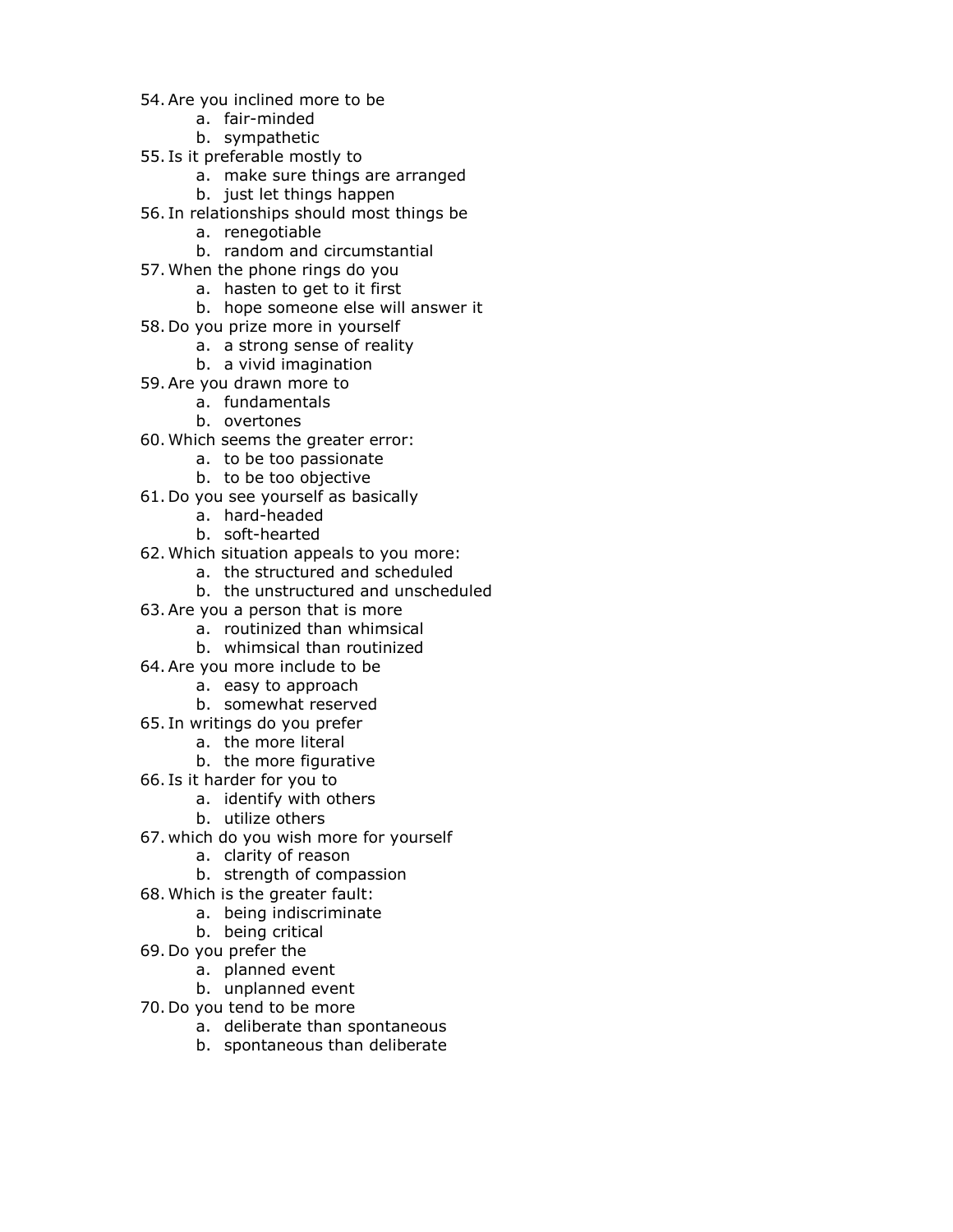54. Are you inclined more to be
    a. fair-minded
    b. sympathetic
55. Is it preferable mostly to
    a. make sure things are arranged
    b. just let things happen
56. In relationships should most things be
    a. renegotiable
    b. random and circumstantial
57. When the phone rings do you
    a. hasten to get to it first
    b. hope someone else will answer it
58. Do you prize more in yourself
    a. a strong sense of reality
    b. a vivid imagination
59. Are you drawn more to
    a. fundamentals
    b. overtones
60. Which seems the greater error:
    a. to be too passionate
    b. to be too objective
61. Do you see yourself as basically
    a. hard-headed
    b. soft-hearted
62. Which situation appeals to you more:
    a. the structured and scheduled
    b. the unstructured and unscheduled
63. Are you a person that is more
    a. routinized than whimsical
    b. whimsical than routinized
64. Are you more include to be
    a. easy to approach
    b. somewhat reserved
65. In writings do you prefer
    a. the more literal
    b. the more figurative
66. Is it harder for you to
    a. identify with others
    b. utilize others
67. which do you wish more for yourself
    a. clarity of reason
    b. strength of compassion
68. Which is the greater fault:
    a. being indiscriminate
    b. being critical
69. Do you prefer the
    a. planned event
    b. unplanned event
70. Do you tend to be more
    a. deliberate than spontaneous
    b. spontaneous than deliberate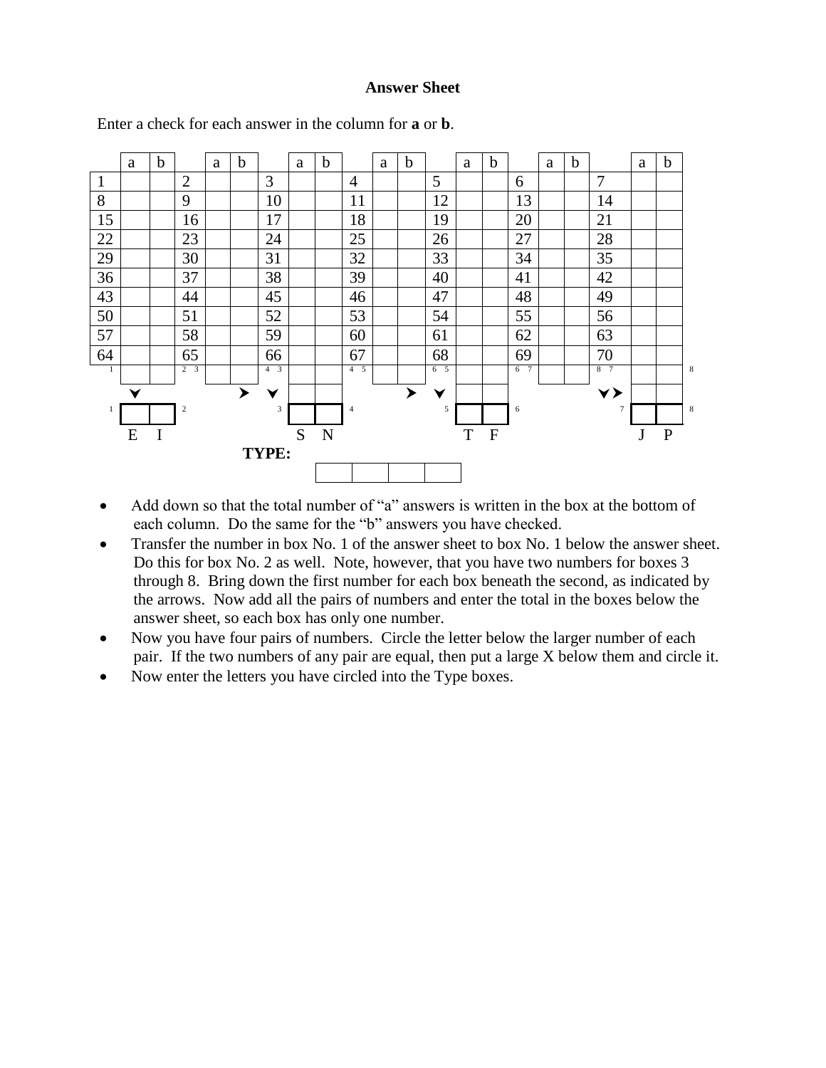**Answer Sheet**

Enter a check for each answer in the column for **a** or **b**.

| | a | b | | a | b | | a | b | | a | b | | a | b | | a | b | | a | b |
|---|---|---|---|---|---|---|---|---|---|---|---|---|---|---|---|---|---|---|---|---|
| 1 | | | 2 | | | 3 | | | 4 | | | 5 | | | 6 | | | 7 | | |
| 8 | | | 9 | | | 10 | | | 11 | | | 12 | | | 13 | | | 14 | | |
| 15 | | | 16 | | | 17 | | | 18 | | | 19 | | | 20 | | | 21 | | |
| 22 | | | 23 | | | 24 | | | 25 | | | 26 | | | 27 | | | 28 | | |
| 29 | | | 30 | | | 31 | | | 32 | | | 33 | | | 34 | | | 35 | | |
| 36 | | | 37 | | | 38 | | | 39 | | | 40 | | | 41 | | | 42 | | |
| 43 | | | 44 | | | 45 | | | 46 | | | 47 | | | 48 | | | 49 | | |
| 50 | | | 51 | | | 52 | | | 53 | | | 54 | | | 55 | | | 56 | | |
| 57 | | | 58 | | | 59 | | | 60 | | | 61 | | | 62 | | | 63 | | |
| 64 | | | 65 | | | 66 | | | 67 | | | 68 | | | 69 | | | 70 | | |
| 1 | | | 2 3 | | | 4 3 | | | 4 5 | | | 6 5 | | | 6 7 | | | 8 7 | | | 8

| 1 | | | 2 | 3 | | | 4 | 5 | | | 6 | 7 | | | 8 |
|---|---|---|---|---|---|---|---|---|---|---|---|---|---|---|---|
| | E | I | | | S | N | | | T | F | | | J | P | |

**TYPE:**

| | | | |
|---|---|---|---|
| | | | |

- Add down so that the total number of "a" answers is written in the box at the bottom of each column. Do the same for the "b" answers you have checked.
- Transfer the number in box No. 1 of the answer sheet to box No. 1 below the answer sheet. Do this for box No. 2 as well. Note, however, that you have two numbers for boxes 3 through 8. Bring down the first number for each box beneath the second, as indicated by the arrows. Now add all the pairs of numbers and enter the total in the boxes below the answer sheet, so each box has only one number.
- Now you have four pairs of numbers. Circle the letter below the larger number of each pair. If the two numbers of any pair are equal, then put a large X below them and circle it.
- Now enter the letters you have circled into the Type boxes.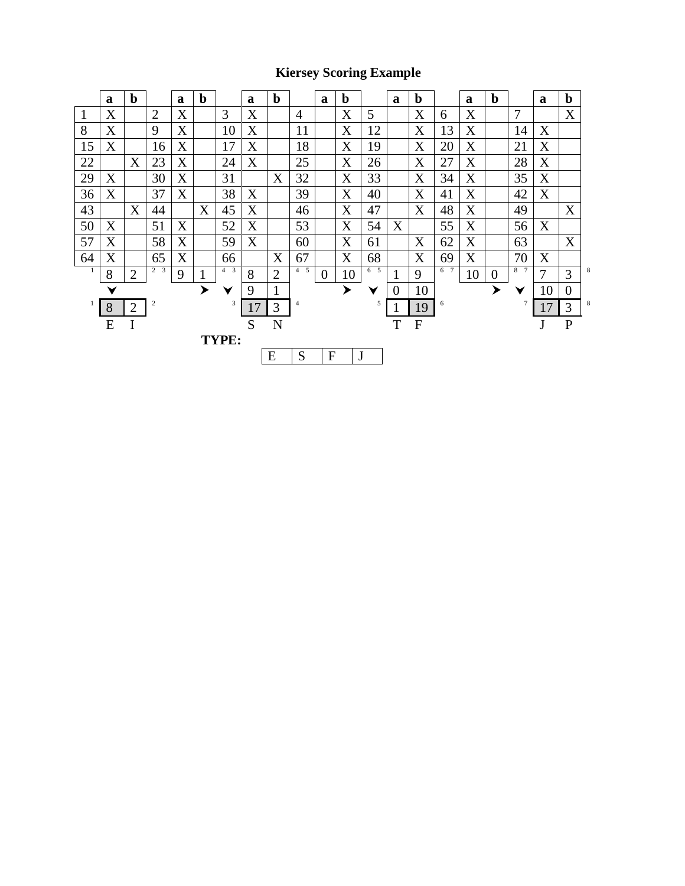# Kiersey Scoring Example

| | a | b | | a | b | | a | b | | a | b | | a | b | | a | b | | a | b |
|---|---|---|---|---|---|---|---|---|---|---|---|---|---|---|---|---|---|---|---|---|
| 1 | X | | 2 | X | | 3 | X | | 4 | | X | 5 | | X | 6 | X | | 7 | | X |
| 8 | X | | 9 | X | | 10 | X | | 11 | | X | 12 | | X | 13 | X | | 14 | X | |
| 15 | X | | 16 | X | | 17 | X | | 18 | | X | 19 | | X | 20 | X | | 21 | X | |
| 22 | | X | 23 | X | | 24 | X | | 25 | | X | 26 | | X | 27 | X | | 28 | X | |
| 29 | X | | 30 | X | | 31 | | X | 32 | | X | 33 | | X | 34 | X | | 35 | X | |
| 36 | X | | 37 | X | | 38 | X | | 39 | | X | 40 | | X | 41 | X | | 42 | X | |
| 43 | | X | 44 | | X | 45 | X | | 46 | | X | 47 | | X | 48 | X | | 49 | | X |
| 50 | X | | 51 | X | | 52 | X | | 53 | | X | 54 | X | | 55 | X | | 56 | X | |
| 57 | X | | 58 | X | | 59 | X | | 60 | | X | 61 | | X | 62 | X | | 63 | | X |
| 64 | X | | 65 | X | | 66 | | X | 67 | | X | 68 | | X | 69 | X | | 70 | X | |
| 1 | 8 | 2 | 2 3 | 9 | 1 | 4 3 | 8 | 2 | 4 5 | 0 | 10 | 6 5 | 1 | 9 | 6 7 | 10 | 0 | 8 7 | 7 | 3 |
| | ➤ | | | | ➤ | ➤ | 9 | 1 | | | ➤ | ➤ | 0 | 10 | | | ➤ | ➤ | 10 | 0 |
| 1 | 8 | 2 | 2 | | | 3 | 17 | 3 | 4 | | | 5 | 1 | 19 | 6 | | | 7 | 17 | 3 |
| | E | I | | | | | S | N | | | | | T | F | | | | | J | P |

**TYPE:**

| E | S | F | J |
|---|---|---|---|